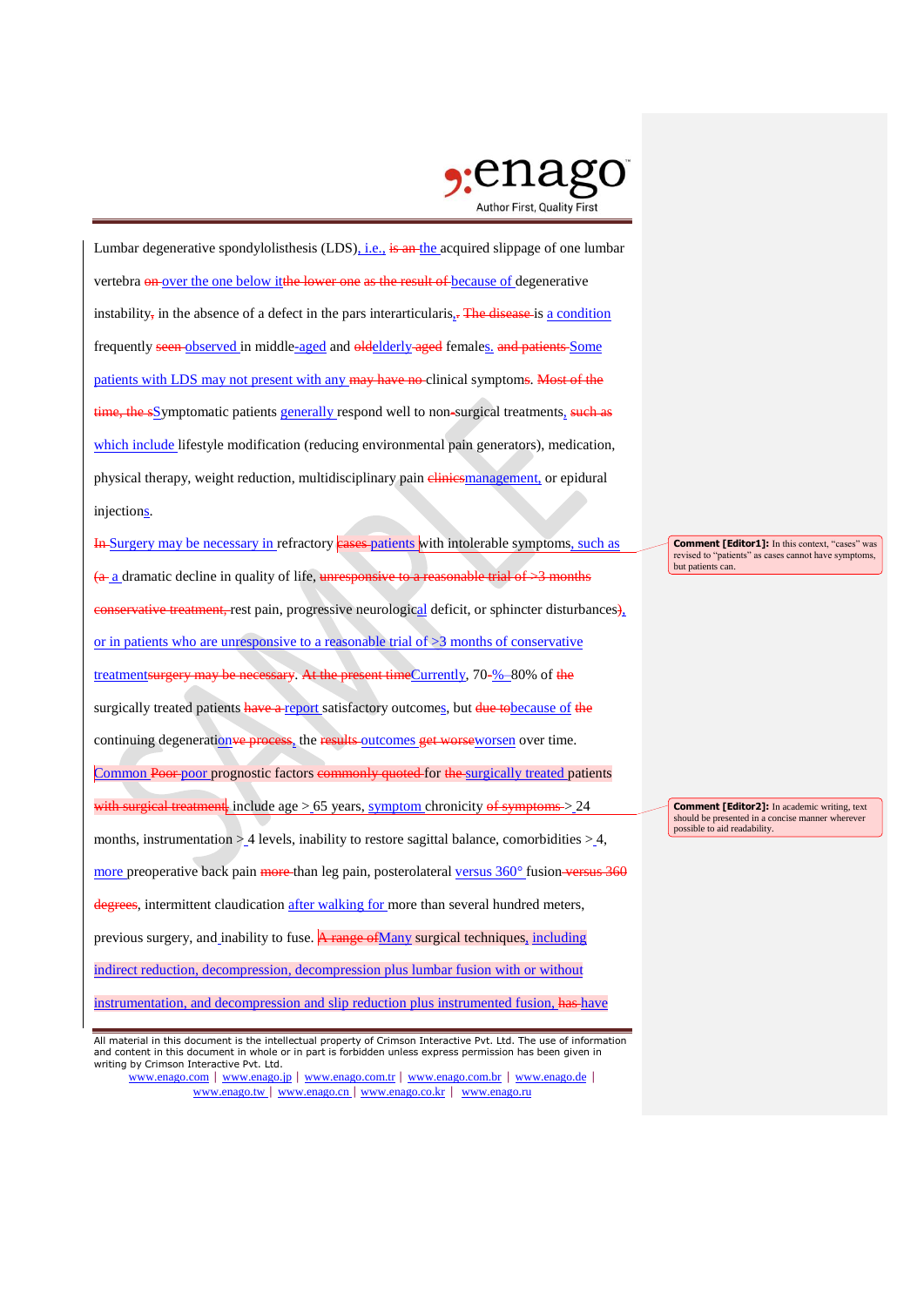Lumbar degenerative spondylolisthesis (LDS), i.e., ~~is an~~ the acquired slippage of one lumbar vertebra ~~on~~ over the one below it~~the lower one~~ ~~as the result of~~ because of degenerative instability~~,~~ in the absence of a defect in the pars interarticularis,~~.~~ ~~The disease~~ is a condition frequently ~~seen~~ observed in middle-aged and ~~old~~elderly~~-aged~~ females. ~~and patients~~ Some patients with LDS may not present with any ~~may have no~~ clinical symptoms. ~~Most of the time, the s~~Symptomatic patients generally respond well to non~~-~~surgical treatments, ~~such as~~ which include lifestyle modification (reducing environmental pain generators), medication, physical therapy, weight reduction, multidisciplinary pain ~~clinics~~management, or epidural injections.

~~In~~ Surgery may be necessary in refractory ~~cases~~ patients with intolerable symptoms, such as ~~(a~~ a dramatic decline in quality of life, ~~unresponsive to a reasonable trial of >3 months conservative treatment,~~ rest pain, progressive neurological deficit, or sphincter disturbances~~)~~, or in patients who are unresponsive to a reasonable trial of >3 months of conservative treatment~~surgery may be necessary~~. ~~At the present time~~Currently, 70~~-~~%–80% of ~~the~~ surgically treated patients ~~have a~~ report satisfactory outcomes, but ~~due to~~because of ~~the~~ continuing degeneration~~ve process~~, the ~~results~~ outcomes ~~get worse~~worsen over time.

Common ~~Poor~~ poor prognostic factors ~~commonly quoted~~ for ~~the~~ surgically treated patients ~~with surgical treatment~~ include age > 65 years, symptom chronicity ~~of symptoms~~ > 24 months, instrumentation > 4 levels, inability to restore sagittal balance, comorbidities > 4, more preoperative back pain ~~more~~ than leg pain, posterolateral versus 360° fusion ~~versus 360 degrees~~, intermittent claudication after walking for more than several hundred meters, previous surgery, and inability to fuse. ~~A range of~~Many surgical techniques, including indirect reduction, decompression, decompression plus lumbar fusion with or without instrumentation, and decompression and slip reduction plus instrumented fusion, ~~has~~ have

> **Comment [Editor1]:** In this context, "cases" was revised to "patients" as cases cannot have symptoms, but patients can.

> **Comment [Editor2]:** In academic writing, text should be presented in a concise manner wherever possible to aid readability.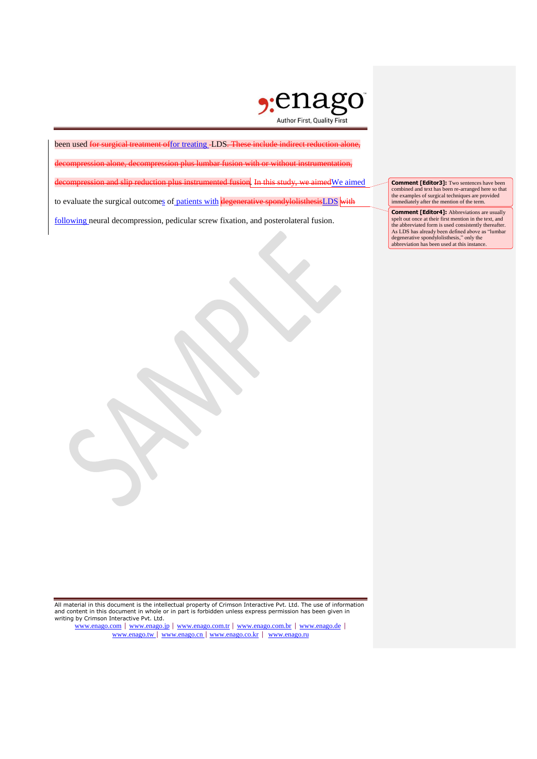been used ~~for surgical treatment of~~for treating ~~-~~LDS~~. These include indirect reduction alone, decompression alone, decompression plus lumbar fusion with or without instrumentation, decompression and slip reduction plus instrumented fusion~~. ~~In this study, we aimed~~We aimed to evaluate the surgical outcomes of patients with ~~degenerative spondylolisthesis~~LDS ~~with~~ following neural decompression, pedicular screw fixation, and posterolateral fusion.

**Comment [Editor3]:** Two sentences have been combined and text has been re-arranged here so that the examples of surgical techniques are provided immediately after the mention of the term.

**Comment [Editor4]:** Abbreviations are usually spelt out once at their first mention in the text, and the abbreviated form is used consistently thereafter. As LDS has already been defined above as "lumbar degenerative spondylolisthesis," only the abbreviation has been used at this instance.